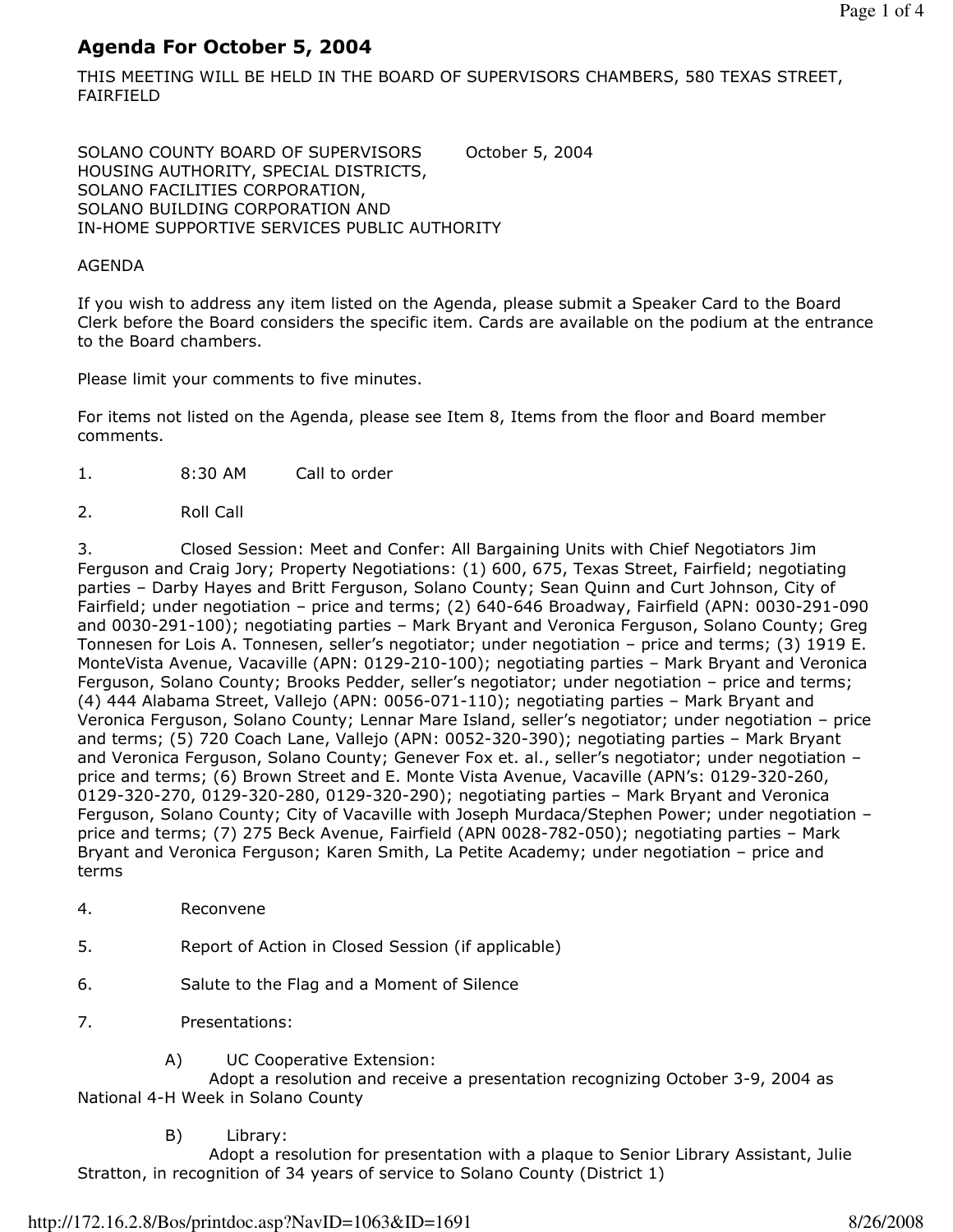# Agenda For October 5, 2004

THIS MEETING WILL BE HELD IN THE BOARD OF SUPERVISORS CHAMBERS, 580 TEXAS STREET, FAIRFIELD

SOLANO COUNTY BOARD OF SUPERVISORS October 5, 2004
HOUSING AUTHORITY, SPECIAL DISTRICTS,
SOLANO FACILITIES CORPORATION,
SOLANO BUILDING CORPORATION AND
IN-HOME SUPPORTIVE SERVICES PUBLIC AUTHORITY

AGENDA

If you wish to address any item listed on the Agenda, please submit a Speaker Card to the Board Clerk before the Board considers the specific item. Cards are available on the podium at the entrance to the Board chambers.

Please limit your comments to five minutes.

For items not listed on the Agenda, please see Item 8, Items from the floor and Board member comments.

1. 8:30 AM Call to order

2. Roll Call

3. Closed Session: Meet and Confer: All Bargaining Units with Chief Negotiators Jim Ferguson and Craig Jory; Property Negotiations: (1) 600, 675, Texas Street, Fairfield; negotiating parties – Darby Hayes and Britt Ferguson, Solano County; Sean Quinn and Curt Johnson, City of Fairfield; under negotiation – price and terms; (2) 640-646 Broadway, Fairfield (APN: 0030-291-090 and 0030-291-100); negotiating parties – Mark Bryant and Veronica Ferguson, Solano County; Greg Tonnesen for Lois A. Tonnesen, seller's negotiator; under negotiation – price and terms; (3) 1919 E. MonteVista Avenue, Vacaville (APN: 0129-210-100); negotiating parties – Mark Bryant and Veronica Ferguson, Solano County; Brooks Pedder, seller's negotiator; under negotiation – price and terms; (4) 444 Alabama Street, Vallejo (APN: 0056-071-110); negotiating parties – Mark Bryant and Veronica Ferguson, Solano County; Lennar Mare Island, seller's negotiator; under negotiation – price and terms; (5) 720 Coach Lane, Vallejo (APN: 0052-320-390); negotiating parties – Mark Bryant and Veronica Ferguson, Solano County; Genever Fox et. al., seller's negotiator; under negotiation – price and terms; (6) Brown Street and E. Monte Vista Avenue, Vacaville (APN's: 0129-320-260, 0129-320-270, 0129-320-280, 0129-320-290); negotiating parties – Mark Bryant and Veronica Ferguson, Solano County; City of Vacaville with Joseph Murdaca/Stephen Power; under negotiation – price and terms; (7) 275 Beck Avenue, Fairfield (APN 0028-782-050); negotiating parties – Mark Bryant and Veronica Ferguson; Karen Smith, La Petite Academy; under negotiation – price and terms

4. Reconvene

5. Report of Action in Closed Session (if applicable)

6. Salute to the Flag and a Moment of Silence

7. Presentations:

   A) UC Cooperative Extension:
   Adopt a resolution and receive a presentation recognizing October 3-9, 2004 as National 4-H Week in Solano County

   B) Library:
   Adopt a resolution for presentation with a plaque to Senior Library Assistant, Julie Stratton, in recognition of 34 years of service to Solano County (District 1)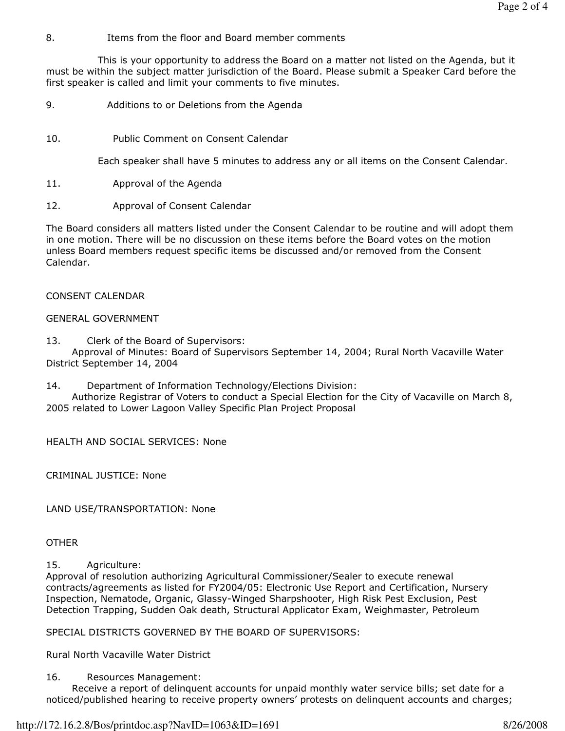8. Items from the floor and Board member comments

This is your opportunity to address the Board on a matter not listed on the Agenda, but it must be within the subject matter jurisdiction of the Board. Please submit a Speaker Card before the first speaker is called and limit your comments to five minutes.

9. Additions to or Deletions from the Agenda

10. Public Comment on Consent Calendar

Each speaker shall have 5 minutes to address any or all items on the Consent Calendar.

11. Approval of the Agenda

12. Approval of Consent Calendar

The Board considers all matters listed under the Consent Calendar to be routine and will adopt them in one motion. There will be no discussion on these items before the Board votes on the motion unless Board members request specific items be discussed and/or removed from the Consent Calendar.

CONSENT CALENDAR

GENERAL GOVERNMENT

13. Clerk of the Board of Supervisors:
Approval of Minutes: Board of Supervisors September 14, 2004; Rural North Vacaville Water District September 14, 2004

14. Department of Information Technology/Elections Division:
Authorize Registrar of Voters to conduct a Special Election for the City of Vacaville on March 8, 2005 related to Lower Lagoon Valley Specific Plan Project Proposal

HEALTH AND SOCIAL SERVICES: None

CRIMINAL JUSTICE: None

LAND USE/TRANSPORTATION: None

OTHER

15. Agriculture:
Approval of resolution authorizing Agricultural Commissioner/Sealer to execute renewal contracts/agreements as listed for FY2004/05: Electronic Use Report and Certification, Nursery Inspection, Nematode, Organic, Glassy-Winged Sharpshooter, High Risk Pest Exclusion, Pest Detection Trapping, Sudden Oak death, Structural Applicator Exam, Weighmaster, Petroleum

SPECIAL DISTRICTS GOVERNED BY THE BOARD OF SUPERVISORS:

Rural North Vacaville Water District

16. Resources Management:
Receive a report of delinquent accounts for unpaid monthly water service bills; set date for a noticed/published hearing to receive property owners' protests on delinquent accounts and charges;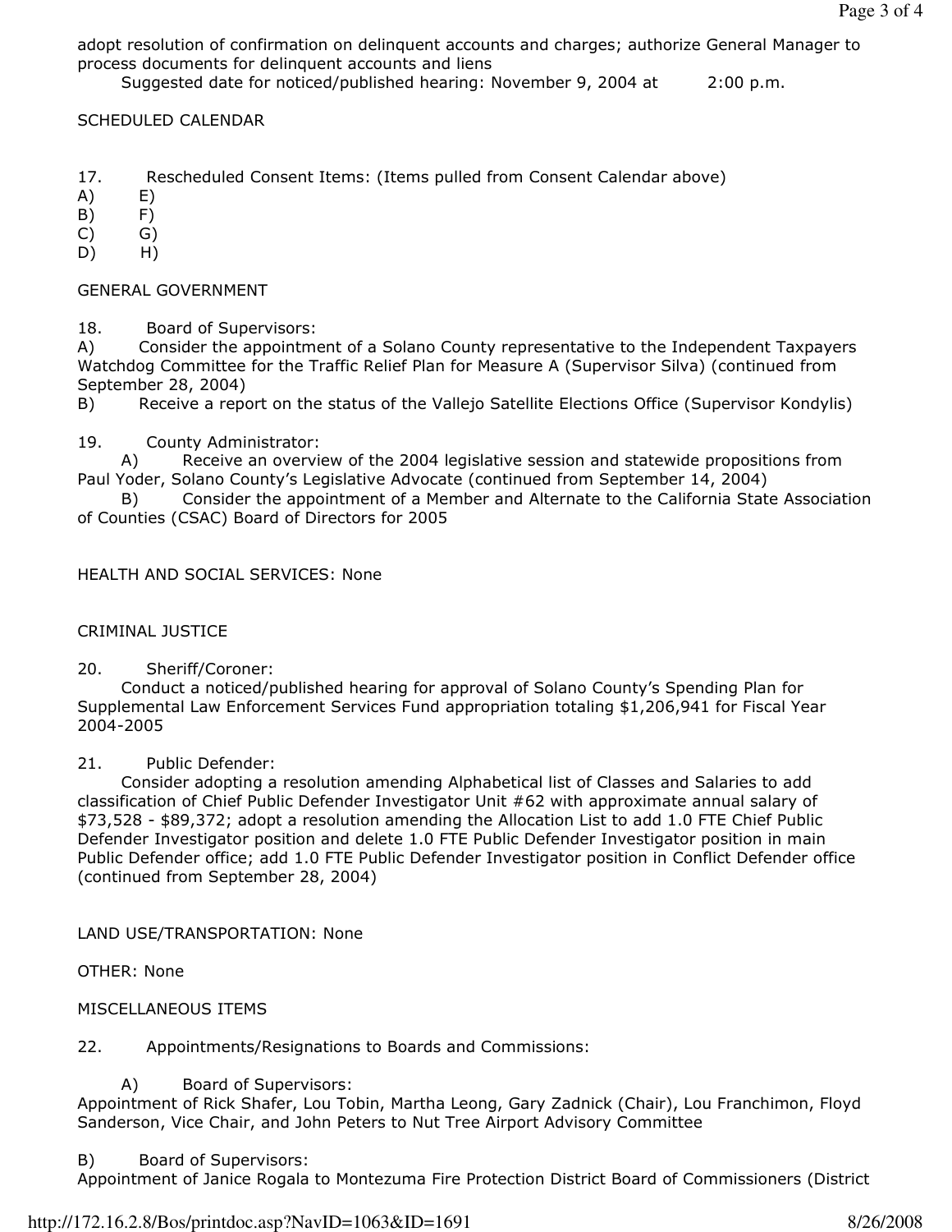adopt resolution of confirmation on delinquent accounts and charges; authorize General Manager to process documents for delinquent accounts and liens

Suggested date for noticed/published hearing: November 9, 2004 at 2:00 p.m.

SCHEDULED CALENDAR

17. Rescheduled Consent Items: (Items pulled from Consent Calendar above)

A) E)
B) F)
C) G)
D) H)

GENERAL GOVERNMENT

18. Board of Supervisors:

A) Consider the appointment of a Solano County representative to the Independent Taxpayers Watchdog Committee for the Traffic Relief Plan for Measure A (Supervisor Silva) (continued from September 28, 2004)

B) Receive a report on the status of the Vallejo Satellite Elections Office (Supervisor Kondylis)

19. County Administrator:

A) Receive an overview of the 2004 legislative session and statewide propositions from Paul Yoder, Solano County's Legislative Advocate (continued from September 14, 2004)

B) Consider the appointment of a Member and Alternate to the California State Association of Counties (CSAC) Board of Directors for 2005

HEALTH AND SOCIAL SERVICES: None

CRIMINAL JUSTICE

20. Sheriff/Coroner:

Conduct a noticed/published hearing for approval of Solano County's Spending Plan for Supplemental Law Enforcement Services Fund appropriation totaling $1,206,941 for Fiscal Year 2004-2005

21. Public Defender:

Consider adopting a resolution amending Alphabetical list of Classes and Salaries to add classification of Chief Public Defender Investigator Unit #62 with approximate annual salary of $73,528 - $89,372; adopt a resolution amending the Allocation List to add 1.0 FTE Chief Public Defender Investigator position and delete 1.0 FTE Public Defender Investigator position in main Public Defender office; add 1.0 FTE Public Defender Investigator position in Conflict Defender office (continued from September 28, 2004)

LAND USE/TRANSPORTATION: None

OTHER: None

MISCELLANEOUS ITEMS

22. Appointments/Resignations to Boards and Commissions:

A) Board of Supervisors:

Appointment of Rick Shafer, Lou Tobin, Martha Leong, Gary Zadnick (Chair), Lou Franchimon, Floyd Sanderson, Vice Chair, and John Peters to Nut Tree Airport Advisory Committee

B) Board of Supervisors:

Appointment of Janice Rogala to Montezuma Fire Protection District Board of Commissioners (District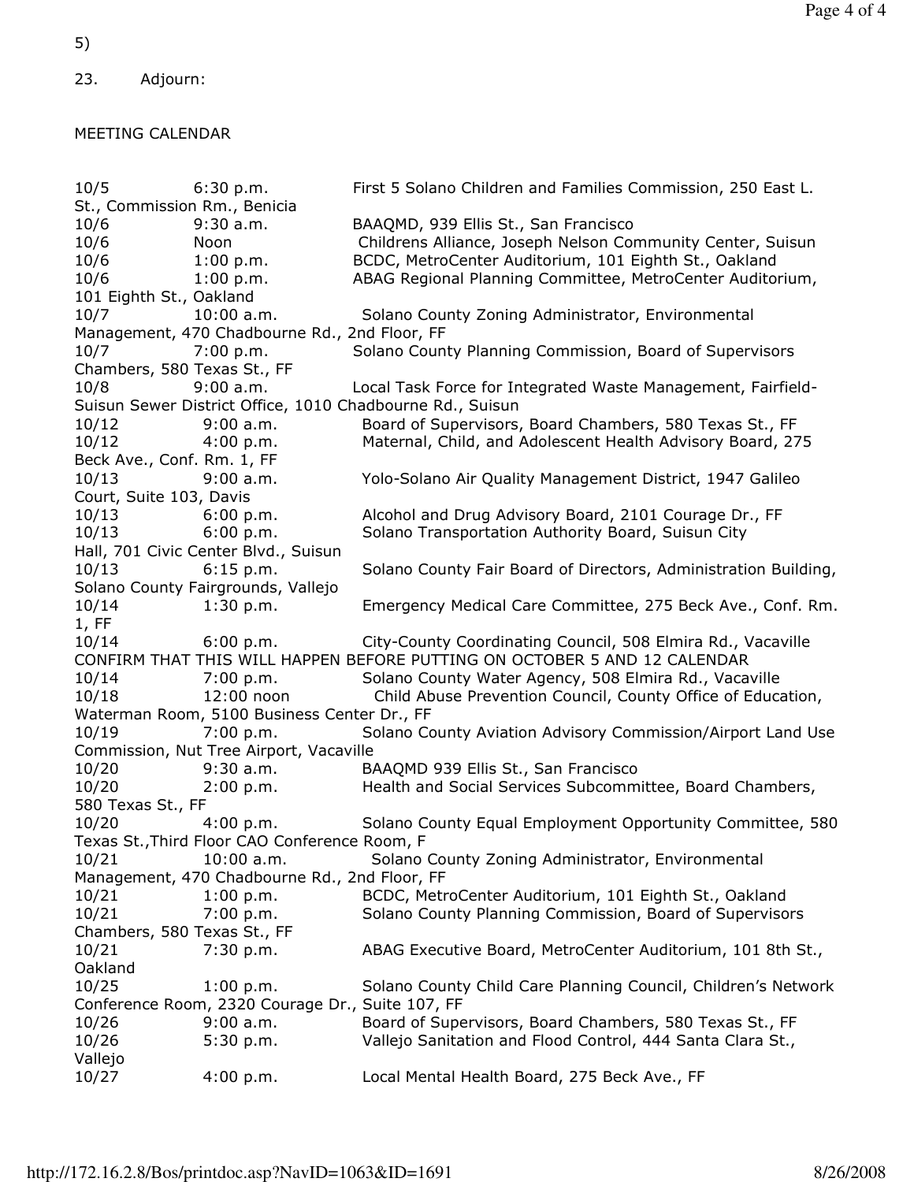5)

23. Adjourn:

MEETING CALENDAR

| | | |
|---|---|---|
| 10/5 | 6:30 p.m. | First 5 Solano Children and Families Commission, 250 East L. St., Commission Rm., Benicia |
| 10/6 | 9:30 a.m. | BAAQMD, 939 Ellis St., San Francisco |
| 10/6 | Noon | Childrens Alliance, Joseph Nelson Community Center, Suisun |
| 10/6 | 1:00 p.m. | BCDC, MetroCenter Auditorium, 101 Eighth St., Oakland |
| 10/6 | 1:00 p.m. | ABAG Regional Planning Committee, MetroCenter Auditorium, 101 Eighth St., Oakland |
| 10/7 | 10:00 a.m. | Solano County Zoning Administrator, Environmental Management, 470 Chadbourne Rd., 2nd Floor, FF |
| 10/7 | 7:00 p.m. | Solano County Planning Commission, Board of Supervisors Chambers, 580 Texas St., FF |
| 10/8 | 9:00 a.m. | Local Task Force for Integrated Waste Management, Fairfield-Suisun Sewer District Office, 1010 Chadbourne Rd., Suisun |
| 10/12 | 9:00 a.m. | Board of Supervisors, Board Chambers, 580 Texas St., FF |
| 10/12 | 4:00 p.m. | Maternal, Child, and Adolescent Health Advisory Board, 275 Beck Ave., Conf. Rm. 1, FF |
| 10/13 | 9:00 a.m. | Yolo-Solano Air Quality Management District, 1947 Galileo Court, Suite 103, Davis |
| 10/13 | 6:00 p.m. | Alcohol and Drug Advisory Board, 2101 Courage Dr., FF |
| 10/13 | 6:00 p.m. | Solano Transportation Authority Board, Suisun City Hall, 701 Civic Center Blvd., Suisun |
| 10/13 | 6:15 p.m. | Solano County Fair Board of Directors, Administration Building, Solano County Fairgrounds, Vallejo |
| 10/14 | 1:30 p.m. | Emergency Medical Care Committee, 275 Beck Ave., Conf. Rm. 1, FF |
| 10/14 | 6:00 p.m. | City-County Coordinating Council, 508 Elmira Rd., Vacaville CONFIRM THAT THIS WILL HAPPEN BEFORE PUTTING ON OCTOBER 5 AND 12 CALENDAR |
| 10/14 | 7:00 p.m. | Solano County Water Agency, 508 Elmira Rd., Vacaville |
| 10/18 | 12:00 noon | Child Abuse Prevention Council, County Office of Education, Waterman Room, 5100 Business Center Dr., FF |
| 10/19 | 7:00 p.m. | Solano County Aviation Advisory Commission/Airport Land Use Commission, Nut Tree Airport, Vacaville |
| 10/20 | 9:30 a.m. | BAAQMD 939 Ellis St., San Francisco |
| 10/20 | 2:00 p.m. | Health and Social Services Subcommittee, Board Chambers, 580 Texas St., FF |
| 10/20 | 4:00 p.m. | Solano County Equal Employment Opportunity Committee, 580 Texas St.,Third Floor CAO Conference Room, F |
| 10/21 | 10:00 a.m. | Solano County Zoning Administrator, Environmental Management, 470 Chadbourne Rd., 2nd Floor, FF |
| 10/21 | 1:00 p.m. | BCDC, MetroCenter Auditorium, 101 Eighth St., Oakland |
| 10/21 | 7:00 p.m. | Solano County Planning Commission, Board of Supervisors Chambers, 580 Texas St., FF |
| 10/21 | 7:30 p.m. | ABAG Executive Board, MetroCenter Auditorium, 101 8th St., Oakland |
| 10/25 | 1:00 p.m. | Solano County Child Care Planning Council, Children's Network Conference Room, 2320 Courage Dr., Suite 107, FF |
| 10/26 | 9:00 a.m. | Board of Supervisors, Board Chambers, 580 Texas St., FF |
| 10/26 | 5:30 p.m. | Vallejo Sanitation and Flood Control, 444 Santa Clara St., Vallejo |
| 10/27 | 4:00 p.m. | Local Mental Health Board, 275 Beck Ave., FF |